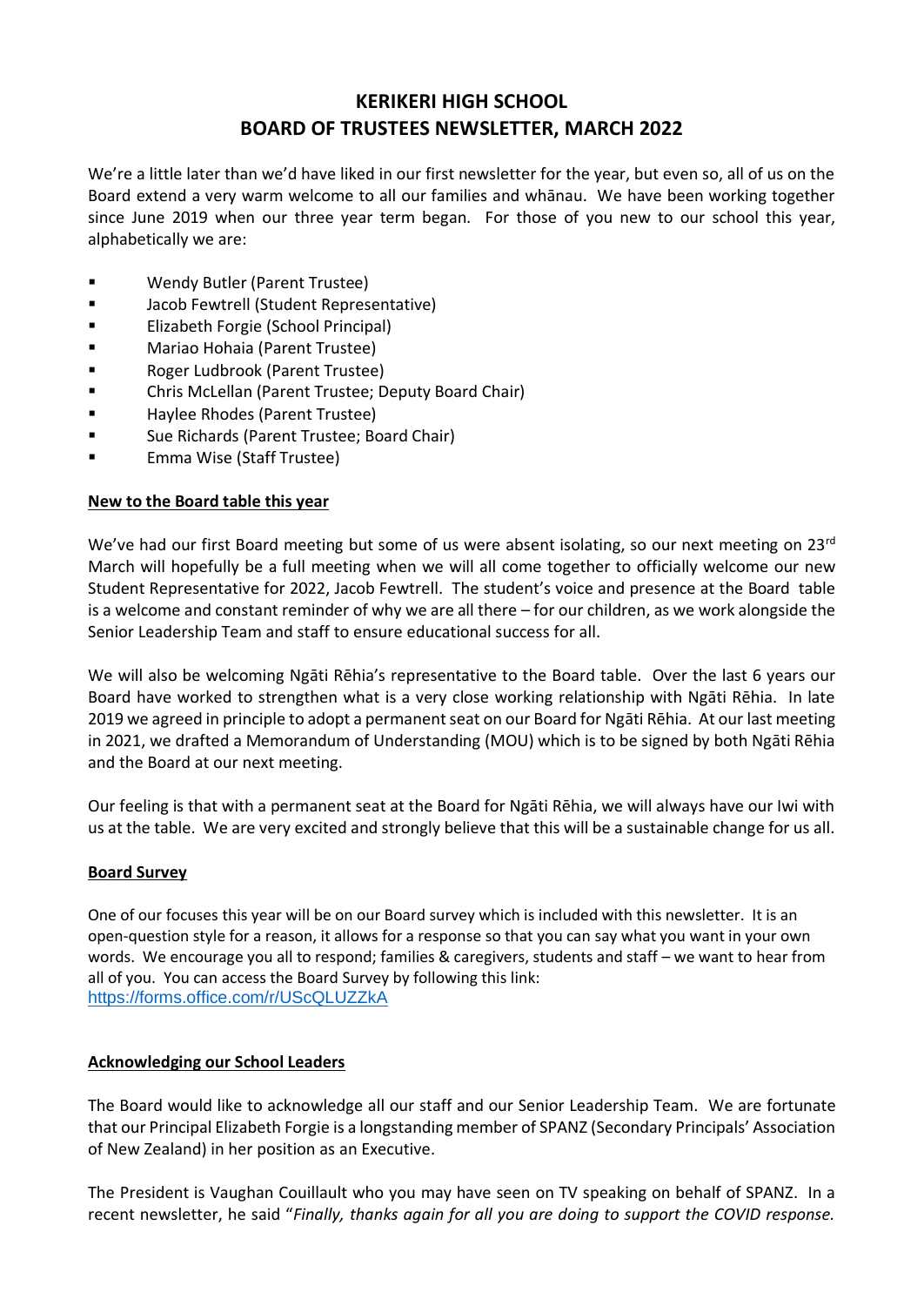# KERIKERI HIGH SCHOOL
## BOARD OF TRUSTEES NEWSLETTER, MARCH 2022

We're a little later than we'd have liked in our first newsletter for the year, but even so, all of us on the Board extend a very warm welcome to all our families and whānau. We have been working together since June 2019 when our three year term began. For those of you new to our school this year, alphabetically we are:

- Wendy Butler (Parent Trustee)
- Jacob Fewtrell (Student Representative)
- Elizabeth Forgie (School Principal)
- Mariao Hohaia (Parent Trustee)
- Roger Ludbrook (Parent Trustee)
- Chris McLellan (Parent Trustee; Deputy Board Chair)
- Haylee Rhodes (Parent Trustee)
- Sue Richards (Parent Trustee; Board Chair)
- Emma Wise (Staff Trustee)

**New to the Board table this year**

We've had our first Board meeting but some of us were absent isolating, so our next meeting on 23rd March will hopefully be a full meeting when we will all come together to officially welcome our new Student Representative for 2022, Jacob Fewtrell. The student's voice and presence at the Board table is a welcome and constant reminder of why we are all there – for our children, as we work alongside the Senior Leadership Team and staff to ensure educational success for all.

We will also be welcoming Ngāti Rēhia's representative to the Board table. Over the last 6 years our Board have worked to strengthen what is a very close working relationship with Ngāti Rēhia. In late 2019 we agreed in principle to adopt a permanent seat on our Board for Ngāti Rēhia. At our last meeting in 2021, we drafted a Memorandum of Understanding (MOU) which is to be signed by both Ngāti Rēhia and the Board at our next meeting.

Our feeling is that with a permanent seat at the Board for Ngāti Rēhia, we will always have our Iwi with us at the table. We are very excited and strongly believe that this will be a sustainable change for us all.

**Board Survey**

One of our focuses this year will be on our Board survey which is included with this newsletter. It is an open-question style for a reason, it allows for a response so that you can say what you want in your own words. We encourage you all to respond; families & caregivers, students and staff – we want to hear from all of you. You can access the Board Survey by following this link:
https://forms.office.com/r/UScQLUZZkA

**Acknowledging our School Leaders**

The Board would like to acknowledge all our staff and our Senior Leadership Team. We are fortunate that our Principal Elizabeth Forgie is a longstanding member of SPANZ (Secondary Principals' Association of New Zealand) in her position as an Executive.

The President is Vaughan Couillault who you may have seen on TV speaking on behalf of SPANZ. In a recent newsletter, he said "*Finally, thanks again for all you are doing to support the COVID response.*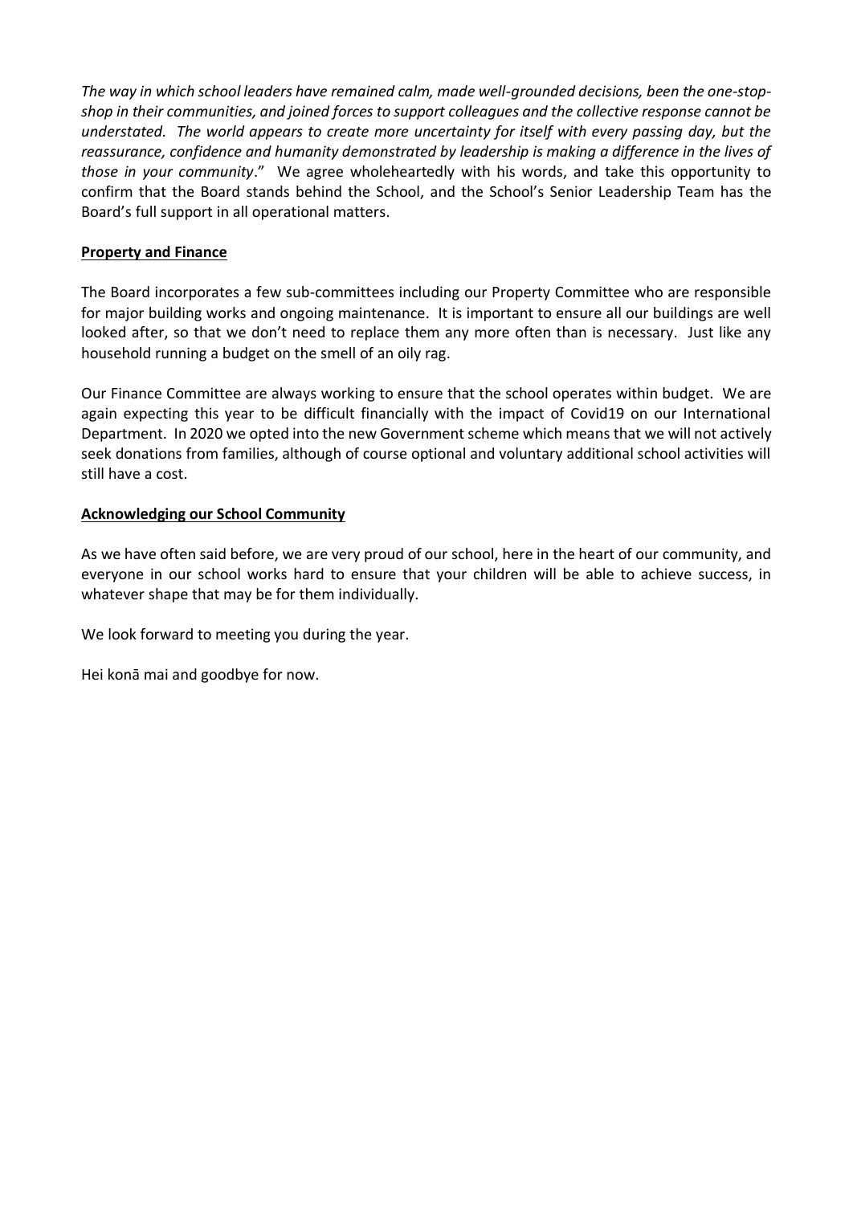*The way in which school leaders have remained calm, made well-grounded decisions, been the one-stop-shop in their communities, and joined forces to support colleagues and the collective response cannot be understated. The world appears to create more uncertainty for itself with every passing day, but the reassurance, confidence and humanity demonstrated by leadership is making a difference in the lives of those in your community*." We agree wholeheartedly with his words, and take this opportunity to confirm that the Board stands behind the School, and the School's Senior Leadership Team has the Board's full support in all operational matters.

**Property and Finance**

The Board incorporates a few sub-committees including our Property Committee who are responsible for major building works and ongoing maintenance. It is important to ensure all our buildings are well looked after, so that we don't need to replace them any more often than is necessary. Just like any household running a budget on the smell of an oily rag.

Our Finance Committee are always working to ensure that the school operates within budget. We are again expecting this year to be difficult financially with the impact of Covid19 on our International Department. In 2020 we opted into the new Government scheme which means that we will not actively seek donations from families, although of course optional and voluntary additional school activities will still have a cost.

**Acknowledging our School Community**

As we have often said before, we are very proud of our school, here in the heart of our community, and everyone in our school works hard to ensure that your children will be able to achieve success, in whatever shape that may be for them individually.

We look forward to meeting you during the year.

Hei konā mai and goodbye for now.